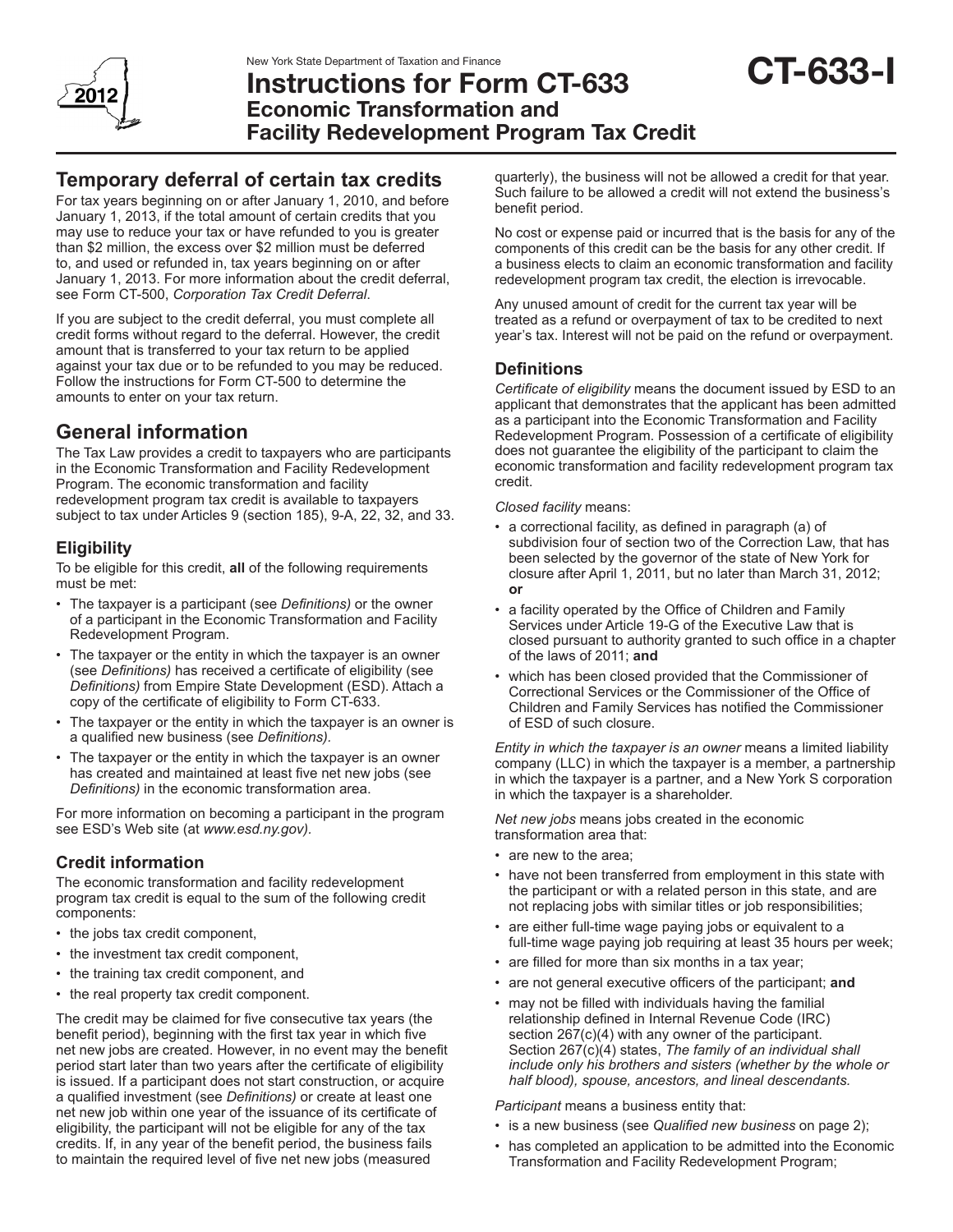New York State Department of Taxation and Finance

# Instructions for Form CT-633 Economic Transformation and Facility Redevelopment Program Tax Credit

**CT-633-I**

2012

## Temporary deferral of certain tax credits

For tax years beginning on or after January 1, 2010, and before January 1, 2013, if the total amount of certain credits that you may use to reduce your tax or have refunded to you is greater than $2 million, the excess over $2 million must be deferred to, and used or refunded in, tax years beginning on or after January 1, 2013. For more information about the credit deferral, see Form CT-500, *Corporation Tax Credit Deferral*.

If you are subject to the credit deferral, you must complete all credit forms without regard to the deferral. However, the credit amount that is transferred to your tax return to be applied against your tax due or to be refunded to you may be reduced. Follow the instructions for Form CT-500 to determine the amounts to enter on your tax return.

## General information

The Tax Law provides a credit to taxpayers who are participants in the Economic Transformation and Facility Redevelopment Program. The economic transformation and facility redevelopment program tax credit is available to taxpayers subject to tax under Articles 9 (section 185), 9-A, 22, 32, and 33.

### Eligibility

To be eligible for this credit, **all** of the following requirements must be met:

- The taxpayer is a participant (see *Definitions)* or the owner of a participant in the Economic Transformation and Facility Redevelopment Program.
- The taxpayer or the entity in which the taxpayer is an owner (see *Definitions)* has received a certificate of eligibility (see *Definitions)* from Empire State Development (ESD). Attach a copy of the certificate of eligibility to Form CT-633.
- The taxpayer or the entity in which the taxpayer is an owner is a qualified new business (see *Definitions)*.
- The taxpayer or the entity in which the taxpayer is an owner has created and maintained at least five net new jobs (see *Definitions)* in the economic transformation area.

For more information on becoming a participant in the program see ESD's Web site (at *www.esd.ny.gov)*.

### Credit information

The economic transformation and facility redevelopment program tax credit is equal to the sum of the following credit components:

- the jobs tax credit component,
- the investment tax credit component,
- the training tax credit component, and
- the real property tax credit component.

The credit may be claimed for five consecutive tax years (the benefit period), beginning with the first tax year in which five net new jobs are created. However, in no event may the benefit period start later than two years after the certificate of eligibility is issued. If a participant does not start construction, or acquire a qualified investment (see *Definitions)* or create at least one net new job within one year of the issuance of its certificate of eligibility, the participant will not be eligible for any of the tax credits. If, in any year of the benefit period, the business fails to maintain the required level of five net new jobs (measured quarterly), the business will not be allowed a credit for that year. Such failure to be allowed a credit will not extend the business's benefit period.

No cost or expense paid or incurred that is the basis for any of the components of this credit can be the basis for any other credit. If a business elects to claim an economic transformation and facility redevelopment program tax credit, the election is irrevocable.

Any unused amount of credit for the current tax year will be treated as a refund or overpayment of tax to be credited to next year's tax. Interest will not be paid on the refund or overpayment.

### Definitions

*Certificate of eligibility* means the document issued by ESD to an applicant that demonstrates that the applicant has been admitted as a participant into the Economic Transformation and Facility Redevelopment Program. Possession of a certificate of eligibility does not guarantee the eligibility of the participant to claim the economic transformation and facility redevelopment program tax credit.

*Closed facility* means:

- a correctional facility, as defined in paragraph (a) of subdivision four of section two of the Correction Law, that has been selected by the governor of the state of New York for closure after April 1, 2011, but no later than March 31, 2012; **or**
- a facility operated by the Office of Children and Family Services under Article 19-G of the Executive Law that is closed pursuant to authority granted to such office in a chapter of the laws of 2011; **and**
- which has been closed provided that the Commissioner of Correctional Services or the Commissioner of the Office of Children and Family Services has notified the Commissioner of ESD of such closure.

*Entity in which the taxpayer is an owner* means a limited liability company (LLC) in which the taxpayer is a member, a partnership in which the taxpayer is a partner, and a New York S corporation in which the taxpayer is a shareholder.

*Net new jobs* means jobs created in the economic transformation area that:

- are new to the area;
- have not been transferred from employment in this state with the participant or with a related person in this state, and are not replacing jobs with similar titles or job responsibilities;
- are either full-time wage paying jobs or equivalent to a full-time wage paying job requiring at least 35 hours per week;
- are filled for more than six months in a tax year;
- are not general executive officers of the participant; **and**
- may not be filled with individuals having the familial relationship defined in Internal Revenue Code (IRC) section 267(c)(4) with any owner of the participant. Section 267(c)(4) states, *The family of an individual shall include only his brothers and sisters (whether by the whole or half blood), spouse, ancestors, and lineal descendants.*

*Participant* means a business entity that:

- is a new business (see *Qualified new business* on page 2);
- has completed an application to be admitted into the Economic Transformation and Facility Redevelopment Program;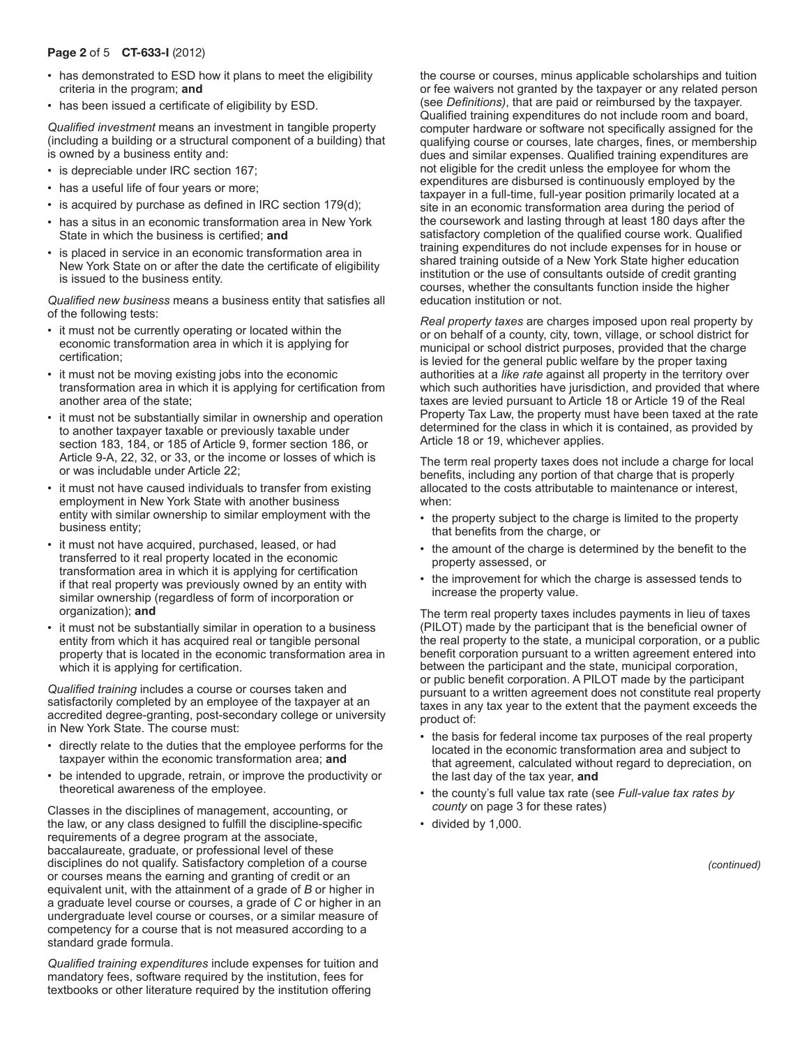- has demonstrated to ESD how it plans to meet the eligibility criteria in the program; **and**
- has been issued a certificate of eligibility by ESD.

*Qualified investment* means an investment in tangible property (including a building or a structural component of a building) that is owned by a business entity and:

- is depreciable under IRC section 167;
- has a useful life of four years or more;
- is acquired by purchase as defined in IRC section 179(d);
- has a situs in an economic transformation area in New York State in which the business is certified; **and**
- is placed in service in an economic transformation area in New York State on or after the date the certificate of eligibility is issued to the business entity.

*Qualified new business* means a business entity that satisfies all of the following tests:

- it must not be currently operating or located within the economic transformation area in which it is applying for certification;
- it must not be moving existing jobs into the economic transformation area in which it is applying for certification from another area of the state;
- it must not be substantially similar in ownership and operation to another taxpayer taxable or previously taxable under section 183, 184, or 185 of Article 9, former section 186, or Article 9-A, 22, 32, or 33, or the income or losses of which is or was includable under Article 22;
- it must not have caused individuals to transfer from existing employment in New York State with another business entity with similar ownership to similar employment with the business entity;
- it must not have acquired, purchased, leased, or had transferred to it real property located in the economic transformation area in which it is applying for certification if that real property was previously owned by an entity with similar ownership (regardless of form of incorporation or organization); **and**
- it must not be substantially similar in operation to a business entity from which it has acquired real or tangible personal property that is located in the economic transformation area in which it is applying for certification.

*Qualified training* includes a course or courses taken and satisfactorily completed by an employee of the taxpayer at an accredited degree-granting, post-secondary college or university in New York State. The course must:

- directly relate to the duties that the employee performs for the taxpayer within the economic transformation area; **and**
- be intended to upgrade, retrain, or improve the productivity or theoretical awareness of the employee.

Classes in the disciplines of management, accounting, or the law, or any class designed to fulfill the discipline-specific requirements of a degree program at the associate, baccalaureate, graduate, or professional level of these disciplines do not qualify. Satisfactory completion of a course or courses means the earning and granting of credit or an equivalent unit, with the attainment of a grade of *B* or higher in a graduate level course or courses, a grade of *C* or higher in an undergraduate level course or courses, or a similar measure of competency for a course that is not measured according to a standard grade formula.

*Qualified training expenditures* include expenses for tuition and mandatory fees, software required by the institution, fees for textbooks or other literature required by the institution offering the course or courses, minus applicable scholarships and tuition or fee waivers not granted by the taxpayer or any related person (see *Definitions)*, that are paid or reimbursed by the taxpayer. Qualified training expenditures do not include room and board, computer hardware or software not specifically assigned for the qualifying course or courses, late charges, fines, or membership dues and similar expenses. Qualified training expenditures are not eligible for the credit unless the employee for whom the expenditures are disbursed is continuously employed by the taxpayer in a full-time, full-year position primarily located at a site in an economic transformation area during the period of the coursework and lasting through at least 180 days after the satisfactory completion of the qualified course work. Qualified training expenditures do not include expenses for in house or shared training outside of a New York State higher education institution or the use of consultants outside of credit granting courses, whether the consultants function inside the higher education institution or not.

*Real property taxes* are charges imposed upon real property by or on behalf of a county, city, town, village, or school district for municipal or school district purposes, provided that the charge is levied for the general public welfare by the proper taxing authorities at a *like rate* against all property in the territory over which such authorities have jurisdiction, and provided that where taxes are levied pursuant to Article 18 or Article 19 of the Real Property Tax Law, the property must have been taxed at the rate determined for the class in which it is contained, as provided by Article 18 or 19, whichever applies.

The term real property taxes does not include a charge for local benefits, including any portion of that charge that is properly allocated to the costs attributable to maintenance or interest, when:

- the property subject to the charge is limited to the property that benefits from the charge, or
- the amount of the charge is determined by the benefit to the property assessed, or
- the improvement for which the charge is assessed tends to increase the property value.

The term real property taxes includes payments in lieu of taxes (PILOT) made by the participant that is the beneficial owner of the real property to the state, a municipal corporation, or a public benefit corporation pursuant to a written agreement entered into between the participant and the state, municipal corporation, or public benefit corporation. A PILOT made by the participant pursuant to a written agreement does not constitute real property taxes in any tax year to the extent that the payment exceeds the product of:

- the basis for federal income tax purposes of the real property located in the economic transformation area and subject to that agreement, calculated without regard to depreciation, on the last day of the tax year, **and**
- the county's full value tax rate (see *Full-value tax rates by county* on page 3 for these rates)
- divided by 1,000.

*(continued)*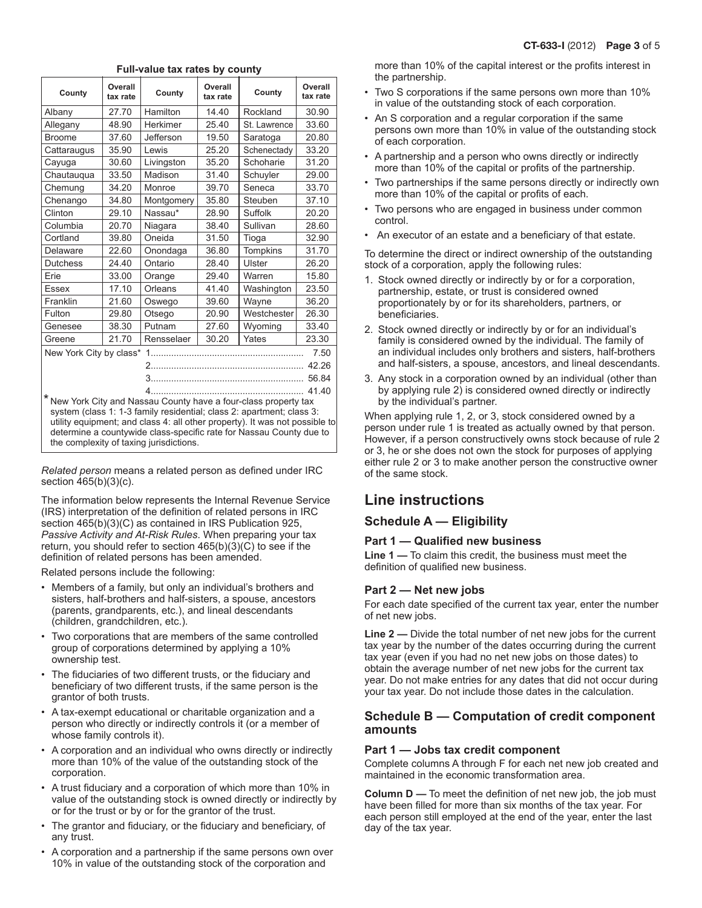**Full-value tax rates by county**

| County | Overall tax rate | County | Overall tax rate | County | Overall tax rate |
|---|---|---|---|---|---|
| Albany | 27.70 | Hamilton | 14.40 | Rockland | 30.90 |
| Allegany | 48.90 | Herkimer | 25.40 | St. Lawrence | 33.60 |
| Broome | 37.60 | Jefferson | 19.50 | Saratoga | 20.80 |
| Cattaraugus | 35.90 | Lewis | 25.20 | Schenectady | 33.20 |
| Cayuga | 30.60 | Livingston | 35.20 | Schoharie | 31.20 |
| Chautauqua | 33.50 | Madison | 31.40 | Schuyler | 29.00 |
| Chemung | 34.20 | Monroe | 39.70 | Seneca | 33.70 |
| Chenango | 34.80 | Montgomery | 35.80 | Steuben | 37.10 |
| Clinton | 29.10 | Nassau* | 28.90 | Suffolk | 20.20 |
| Columbia | 20.70 | Niagara | 38.40 | Sullivan | 28.60 |
| Cortland | 39.80 | Oneida | 31.50 | Tioga | 32.90 |
| Delaware | 22.60 | Onondaga | 36.80 | Tompkins | 31.70 |
| Dutchess | 24.40 | Ontario | 28.40 | Ulster | 26.20 |
| Erie | 33.00 | Orange | 29.40 | Warren | 15.80 |
| Essex | 17.10 | Orleans | 41.40 | Washington | 23.50 |
| Franklin | 21.60 | Oswego | 39.60 | Wayne | 36.20 |
| Fulton | 29.80 | Otsego | 20.90 | Westchester | 26.30 |
| Genesee | 38.30 | Putnam | 27.60 | Wyoming | 33.40 |
| Greene | 21.70 | Rensselaer | 30.20 | Yates | 23.30 |

New York City by class*
1 .......... 7.50
2 .......... 42.26
3 .......... 56.84
4 .......... 41.40

\* New York City and Nassau County have a four-class property tax system (class 1: 1-3 family residential; class 2: apartment; class 3: utility equipment; and class 4: all other property). It was not possible to determine a countywide class-specific rate for Nassau County due to the complexity of taxing jurisdictions.

*Related person* means a related person as defined under IRC section 465(b)(3)(c).

The information below represents the Internal Revenue Service (IRS) interpretation of the definition of related persons in IRC section 465(b)(3)(C) as contained in IRS Publication 925, *Passive Activity and At-Risk Rules*. When preparing your tax return, you should refer to section 465(b)(3)(C) to see if the definition of related persons has been amended.

Related persons include the following:

- Members of a family, but only an individual's brothers and sisters, half-brothers and half-sisters, a spouse, ancestors (parents, grandparents, etc.), and lineal descendants (children, grandchildren, etc.).
- Two corporations that are members of the same controlled group of corporations determined by applying a 10% ownership test.
- The fiduciaries of two different trusts, or the fiduciary and beneficiary of two different trusts, if the same person is the grantor of both trusts.
- A tax-exempt educational or charitable organization and a person who directly or indirectly controls it (or a member of whose family controls it).
- A corporation and an individual who owns directly or indirectly more than 10% of the value of the outstanding stock of the corporation.
- A trust fiduciary and a corporation of which more than 10% in value of the outstanding stock is owned directly or indirectly by or for the trust or by or for the grantor of the trust.
- The grantor and fiduciary, or the fiduciary and beneficiary, of any trust.
- A corporation and a partnership if the same persons own over 10% in value of the outstanding stock of the corporation and more than 10% of the capital interest or the profits interest in the partnership.
- Two S corporations if the same persons own more than 10% in value of the outstanding stock of each corporation.
- An S corporation and a regular corporation if the same persons own more than 10% in value of the outstanding stock of each corporation.
- A partnership and a person who owns directly or indirectly more than 10% of the capital or profits of the partnership.
- Two partnerships if the same persons directly or indirectly own more than 10% of the capital or profits of each.
- Two persons who are engaged in business under common control.
- An executor of an estate and a beneficiary of that estate.

To determine the direct or indirect ownership of the outstanding stock of a corporation, apply the following rules:

1. Stock owned directly or indirectly by or for a corporation, partnership, estate, or trust is considered owned proportionately by or for its shareholders, partners, or beneficiaries.
2. Stock owned directly or indirectly by or for an individual's family is considered owned by the individual. The family of an individual includes only brothers and sisters, half-brothers and half-sisters, a spouse, ancestors, and lineal descendants.
3. Any stock in a corporation owned by an individual (other than by applying rule 2) is considered owned directly or indirectly by the individual's partner.

When applying rule 1, 2, or 3, stock considered owned by a person under rule 1 is treated as actually owned by that person. However, if a person constructively owns stock because of rule 2 or 3, he or she does not own the stock for purposes of applying either rule 2 or 3 to make another person the constructive owner of the same stock.

## Line instructions

### Schedule A — Eligibility

#### Part 1 — Qualified new business

**Line 1 —** To claim this credit, the business must meet the definition of qualified new business.

#### Part 2 — Net new jobs

For each date specified of the current tax year, enter the number of net new jobs.

**Line 2 —** Divide the total number of net new jobs for the current tax year by the number of the dates occurring during the current tax year (even if you had no net new jobs on those dates) to obtain the average number of net new jobs for the current tax year. Do not make entries for any dates that did not occur during your tax year. Do not include those dates in the calculation.

### Schedule B — Computation of credit component amounts

#### Part 1 — Jobs tax credit component

Complete columns A through F for each net new job created and maintained in the economic transformation area.

**Column D —** To meet the definition of net new job, the job must have been filled for more than six months of the tax year. For each person still employed at the end of the year, enter the last day of the tax year.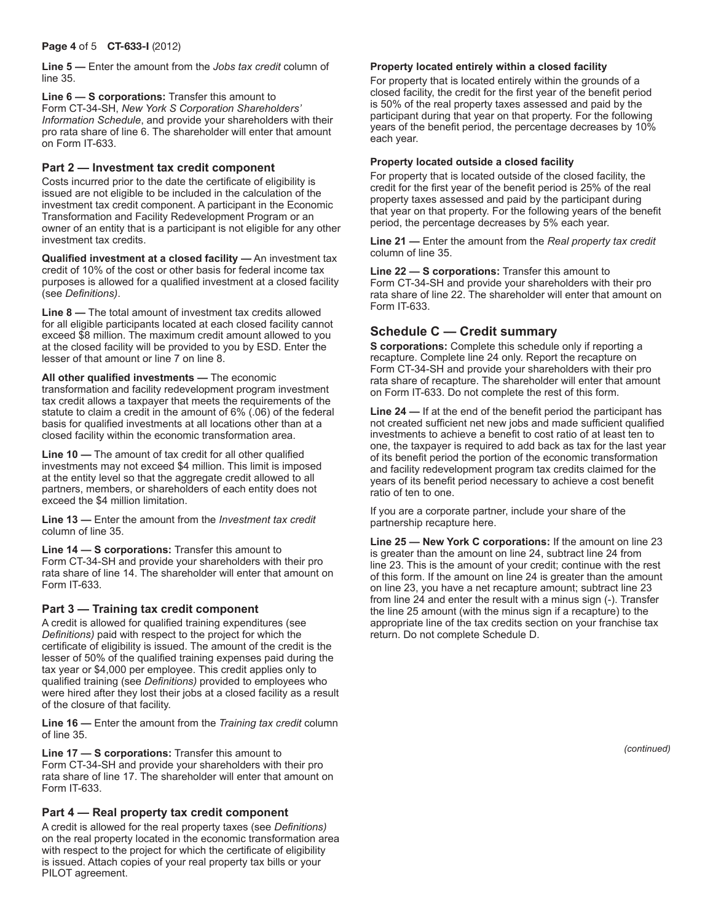**Line 5 —** Enter the amount from the *Jobs tax credit* column of line 35.

**Line 6 — S corporations:** Transfer this amount to Form CT-34-SH, *New York S Corporation Shareholders' Information Schedule*, and provide your shareholders with their pro rata share of line 6. The shareholder will enter that amount on Form IT-633.

## Part 2 — Investment tax credit component

Costs incurred prior to the date the certificate of eligibility is issued are not eligible to be included in the calculation of the investment tax credit component. A participant in the Economic Transformation and Facility Redevelopment Program or an owner of an entity that is a participant is not eligible for any other investment tax credits.

**Qualified investment at a closed facility —** An investment tax credit of 10% of the cost or other basis for federal income tax purposes is allowed for a qualified investment at a closed facility (see *Definitions)*.

**Line 8 —** The total amount of investment tax credits allowed for all eligible participants located at each closed facility cannot exceed $8 million. The maximum credit amount allowed to you at the closed facility will be provided to you by ESD. Enter the lesser of that amount or line 7 on line 8.

**All other qualified investments —** The economic transformation and facility redevelopment program investment tax credit allows a taxpayer that meets the requirements of the statute to claim a credit in the amount of 6% (.06) of the federal basis for qualified investments at all locations other than at a closed facility within the economic transformation area.

**Line 10 —** The amount of tax credit for all other qualified investments may not exceed $4 million. This limit is imposed at the entity level so that the aggregate credit allowed to all partners, members, or shareholders of each entity does not exceed the $4 million limitation.

**Line 13 —** Enter the amount from the *Investment tax credit* column of line 35.

**Line 14 — S corporations:** Transfer this amount to Form CT-34-SH and provide your shareholders with their pro rata share of line 14. The shareholder will enter that amount on Form IT-633.

## Part 3 — Training tax credit component

A credit is allowed for qualified training expenditures (see *Definitions)* paid with respect to the project for which the certificate of eligibility is issued. The amount of the credit is the lesser of 50% of the qualified training expenses paid during the tax year or $4,000 per employee. This credit applies only to qualified training (see *Definitions)* provided to employees who were hired after they lost their jobs at a closed facility as a result of the closure of that facility.

**Line 16 —** Enter the amount from the *Training tax credit* column of line 35.

**Line 17 — S corporations:** Transfer this amount to Form CT-34-SH and provide your shareholders with their pro rata share of line 17. The shareholder will enter that amount on Form IT-633.

## Part 4 — Real property tax credit component

A credit is allowed for the real property taxes (see *Definitions)* on the real property located in the economic transformation area with respect to the project for which the certificate of eligibility is issued. Attach copies of your real property tax bills or your PILOT agreement.

**Property located entirely within a closed facility**

For property that is located entirely within the grounds of a closed facility, the credit for the first year of the benefit period is 50% of the real property taxes assessed and paid by the participant during that year on that property. For the following years of the benefit period, the percentage decreases by 10% each year.

**Property located outside a closed facility**

For property that is located outside of the closed facility, the credit for the first year of the benefit period is 25% of the real property taxes assessed and paid by the participant during that year on that property. For the following years of the benefit period, the percentage decreases by 5% each year.

**Line 21 —** Enter the amount from the *Real property tax credit* column of line 35.

**Line 22 — S corporations:** Transfer this amount to Form CT-34-SH and provide your shareholders with their pro rata share of line 22. The shareholder will enter that amount on Form IT-633.

## Schedule C — Credit summary

**S corporations:** Complete this schedule only if reporting a recapture. Complete line 24 only. Report the recapture on Form CT-34-SH and provide your shareholders with their pro rata share of recapture. The shareholder will enter that amount on Form IT-633. Do not complete the rest of this form.

**Line 24 —** If at the end of the benefit period the participant has not created sufficient net new jobs and made sufficient qualified investments to achieve a benefit to cost ratio of at least ten to one, the taxpayer is required to add back as tax for the last year of its benefit period the portion of the economic transformation and facility redevelopment program tax credits claimed for the years of its benefit period necessary to achieve a cost benefit ratio of ten to one.

If you are a corporate partner, include your share of the partnership recapture here.

**Line 25 — New York C corporations:** If the amount on line 23 is greater than the amount on line 24, subtract line 24 from line 23. This is the amount of your credit; continue with the rest of this form. If the amount on line 24 is greater than the amount on line 23, you have a net recapture amount; subtract line 23 from line 24 and enter the result with a minus sign (-). Transfer the line 25 amount (with the minus sign if a recapture) to the appropriate line of the tax credits section on your franchise tax return. Do not complete Schedule D.

*(continued)*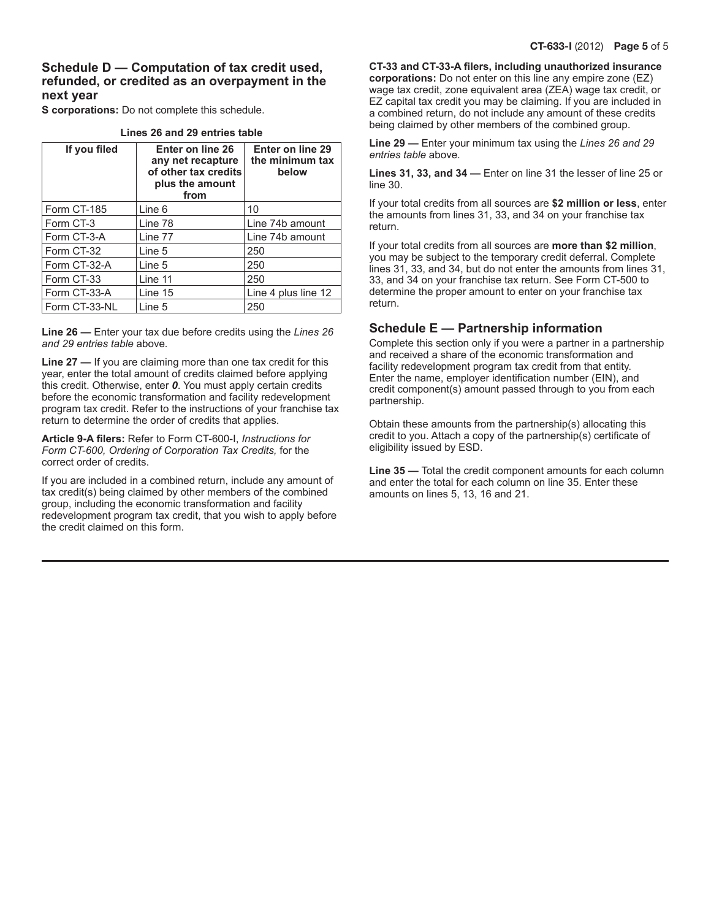## Schedule D — Computation of tax credit used, refunded, or credited as an overpayment in the next year

**S corporations:** Do not complete this schedule.

**Lines 26 and 29 entries table**

| If you filed | Enter on line 26 any net recapture of other tax credits plus the amount from | Enter on line 29 the minimum tax below |
|---|---|---|
| Form CT-185 | Line 6 | 10 |
| Form CT-3 | Line 78 | Line 74b amount |
| Form CT-3-A | Line 77 | Line 74b amount |
| Form CT-32 | Line 5 | 250 |
| Form CT-32-A | Line 5 | 250 |
| Form CT-33 | Line 11 | 250 |
| Form CT-33-A | Line 15 | Line 4 plus line 12 |
| Form CT-33-NL | Line 5 | 250 |

**Line 26 —** Enter your tax due before credits using the *Lines 26 and 29 entries table* above.

**Line 27 —** If you are claiming more than one tax credit for this year, enter the total amount of credits claimed before applying this credit. Otherwise, enter ***0***. You must apply certain credits before the economic transformation and facility redevelopment program tax credit. Refer to the instructions of your franchise tax return to determine the order of credits that applies.

**Article 9-A filers:** Refer to Form CT-600-I, *Instructions for Form CT-600, Ordering of Corporation Tax Credits,* for the correct order of credits.

If you are included in a combined return, include any amount of tax credit(s) being claimed by other members of the combined group, including the economic transformation and facility redevelopment program tax credit, that you wish to apply before the credit claimed on this form.

**CT-33 and CT-33-A filers, including unauthorized insurance corporations:** Do not enter on this line any empire zone (EZ) wage tax credit, zone equivalent area (ZEA) wage tax credit, or EZ capital tax credit you may be claiming. If you are included in a combined return, do not include any amount of these credits being claimed by other members of the combined group.

**Line 29 —** Enter your minimum tax using the *Lines 26 and 29 entries table* above.

**Lines 31, 33, and 34 —** Enter on line 31 the lesser of line 25 or line 30.

If your total credits from all sources are **$2 million or less**, enter the amounts from lines 31, 33, and 34 on your franchise tax return.

If your total credits from all sources are **more than $2 million**, you may be subject to the temporary credit deferral. Complete lines 31, 33, and 34, but do not enter the amounts from lines 31, 33, and 34 on your franchise tax return. See Form CT-500 to determine the proper amount to enter on your franchise tax return.

## Schedule E — Partnership information

Complete this section only if you were a partner in a partnership and received a share of the economic transformation and facility redevelopment program tax credit from that entity. Enter the name, employer identification number (EIN), and credit component(s) amount passed through to you from each partnership.

Obtain these amounts from the partnership(s) allocating this credit to you. Attach a copy of the partnership(s) certificate of eligibility issued by ESD.

**Line 35 —** Total the credit component amounts for each column and enter the total for each column on line 35. Enter these amounts on lines 5, 13, 16 and 21.